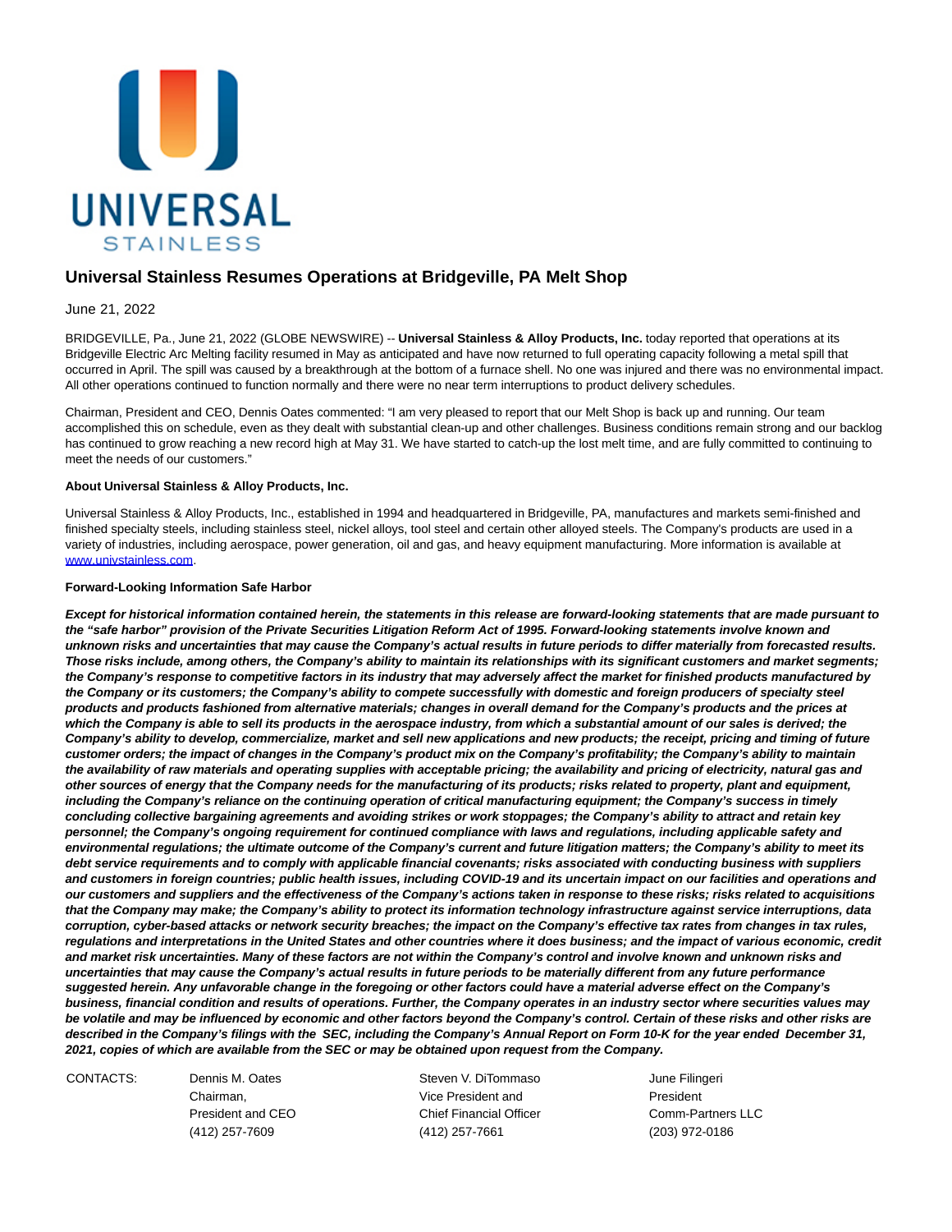# Universal Stainless Resumes Operations at Bridgeville, PA Melt Shop

June 21, 2022

BRIDGEVILLE, Pa., June 21, 2022 (GLOBE NEWSWIRE) -- **Universal Stainless & Alloy Products, Inc.** today reported that operations at its Bridgeville Electric Arc Melting facility resumed in May as anticipated and have now returned to full operating capacity following a metal spill that occurred in April. The spill was caused by a breakthrough at the bottom of a furnace shell. No one was injured and there was no environmental impact. All other operations continued to function normally and there were no near term interruptions to product delivery schedules.

Chairman, President and CEO, Dennis Oates commented: "I am very pleased to report that our Melt Shop is back up and running. Our team accomplished this on schedule, even as they dealt with substantial clean-up and other challenges. Business conditions remain strong and our backlog has continued to grow reaching a new record high at May 31. We have started to catch-up the lost melt time, and are fully committed to continuing to meet the needs of our customers."

**About Universal Stainless & Alloy Products, Inc.**

Universal Stainless & Alloy Products, Inc., established in 1994 and headquartered in Bridgeville, PA, manufactures and markets semi-finished and finished specialty steels, including stainless steel, nickel alloys, tool steel and certain other alloyed steels. The Company's products are used in a variety of industries, including aerospace, power generation, oil and gas, and heavy equipment manufacturing. More information is available at [www.univstainless.com](http://www.univstainless.com).

**Forward-Looking Information Safe Harbor**

***Except for historical information contained herein, the statements in this release are forward-looking statements that are made pursuant to the "safe harbor" provision of the Private Securities Litigation Reform Act of 1995. Forward-looking statements involve known and unknown risks and uncertainties that may cause the Company's actual results in future periods to differ materially from forecasted results. Those risks include, among others, the Company's ability to maintain its relationships with its significant customers and market segments; the Company's response to competitive factors in its industry that may adversely affect the market for finished products manufactured by the Company or its customers; the Company's ability to compete successfully with domestic and foreign producers of specialty steel products and products fashioned from alternative materials; changes in overall demand for the Company's products and the prices at which the Company is able to sell its products in the aerospace industry, from which a substantial amount of our sales is derived; the Company's ability to develop, commercialize, market and sell new applications and new products; the receipt, pricing and timing of future customer orders; the impact of changes in the Company's product mix on the Company's profitability; the Company's ability to maintain the availability of raw materials and operating supplies with acceptable pricing; the availability and pricing of electricity, natural gas and other sources of energy that the Company needs for the manufacturing of its products; risks related to property, plant and equipment, including the Company's reliance on the continuing operation of critical manufacturing equipment; the Company's success in timely concluding collective bargaining agreements and avoiding strikes or work stoppages; the Company's ability to attract and retain key personnel; the Company's ongoing requirement for continued compliance with laws and regulations, including applicable safety and environmental regulations; the ultimate outcome of the Company's current and future litigation matters; the Company's ability to meet its debt service requirements and to comply with applicable financial covenants; risks associated with conducting business with suppliers and customers in foreign countries; public health issues, including COVID-19 and its uncertain impact on our facilities and operations and our customers and suppliers and the effectiveness of the Company's actions taken in response to these risks; risks related to acquisitions that the Company may make; the Company's ability to protect its information technology infrastructure against service interruptions, data corruption, cyber-based attacks or network security breaches; the impact on the Company's effective tax rates from changes in tax rules, regulations and interpretations in the United States and other countries where it does business; and the impact of various economic, credit and market risk uncertainties. Many of these factors are not within the Company's control and involve known and unknown risks and uncertainties that may cause the Company's actual results in future periods to be materially different from any future performance suggested herein. Any unfavorable change in the foregoing or other factors could have a material adverse effect on the Company's business, financial condition and results of operations. Further, the Company operates in an industry sector where securities values may be volatile and may be influenced by economic and other factors beyond the Company's control. Certain of these risks and other risks are described in the Company's filings with the SEC, including the Company's Annual Report on Form 10-K for the year ended December 31, 2021, copies of which are available from the SEC or may be obtained upon request from the Company.***

| CONTACTS: | Dennis M. Oates | Steven V. DiTommaso | June Filingeri |
|---|---|---|---|
| | Chairman, | Vice President and | President |
| | President and CEO | Chief Financial Officer | Comm-Partners LLC |
| | (412) 257-7609 | (412) 257-7661 | (203) 972-0186 |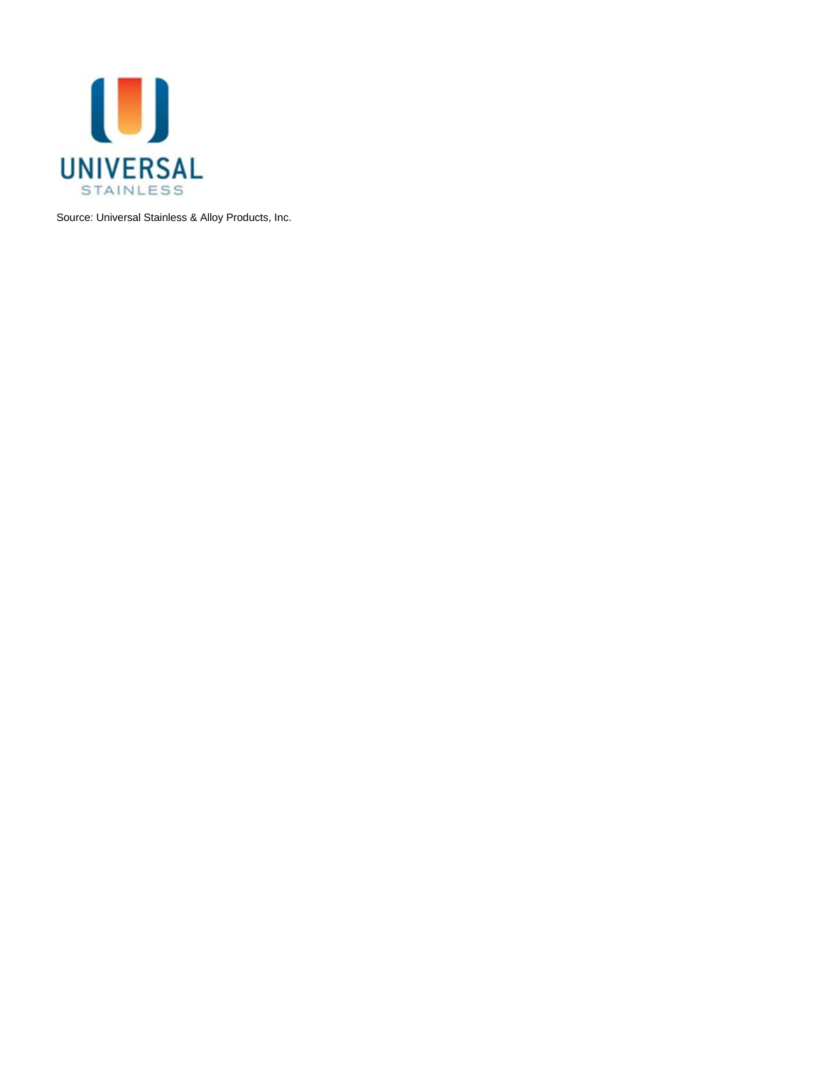Source: Universal Stainless & Alloy Products, Inc.